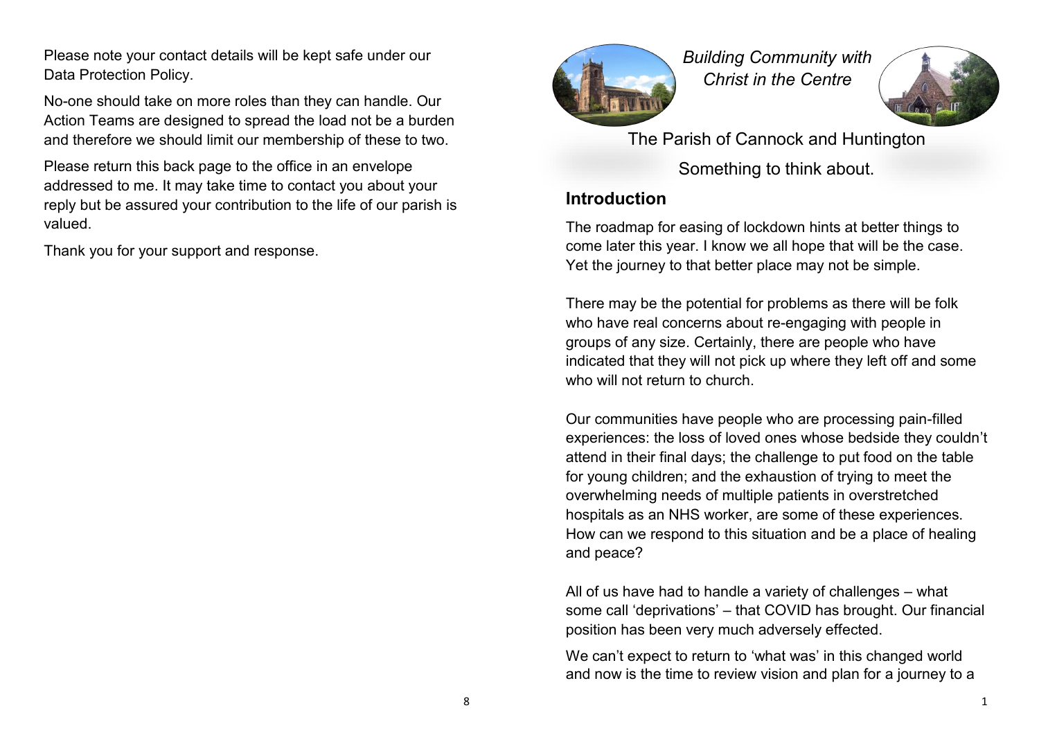Please note your contact details will be kept safe under our Data Protection Policy.

No-one should take on more roles than they can handle. Our Action Teams are designed to spread the load not be a burden and therefore we should limit our membership of these to two.

Please return this back page to the office in an envelope addressed to me. It may take time to contact you about your reply but be assured your contribution to the life of our parish is valued.

Thank you for your support and response.

*Building Community with Christ in the Centre*

The Parish of Cannock and Huntington

Something to think about.

## Introduction

The roadmap for easing of lockdown hints at better things to come later this year. I know we all hope that will be the case. Yet the journey to that better place may not be simple.

There may be the potential for problems as there will be folk who have real concerns about re-engaging with people in groups of any size. Certainly, there are people who have indicated that they will not pick up where they left off and some who will not return to church.

Our communities have people who are processing pain-filled experiences: the loss of loved ones whose bedside they couldn't attend in their final days; the challenge to put food on the table for young children; and the exhaustion of trying to meet the overwhelming needs of multiple patients in overstretched hospitals as an NHS worker, are some of these experiences. How can we respond to this situation and be a place of healing and peace?

All of us have had to handle a variety of challenges – what some call 'deprivations' – that COVID has brought. Our financial position has been very much adversely effected.

We can't expect to return to 'what was' in this changed world and now is the time to review vision and plan for a journey to a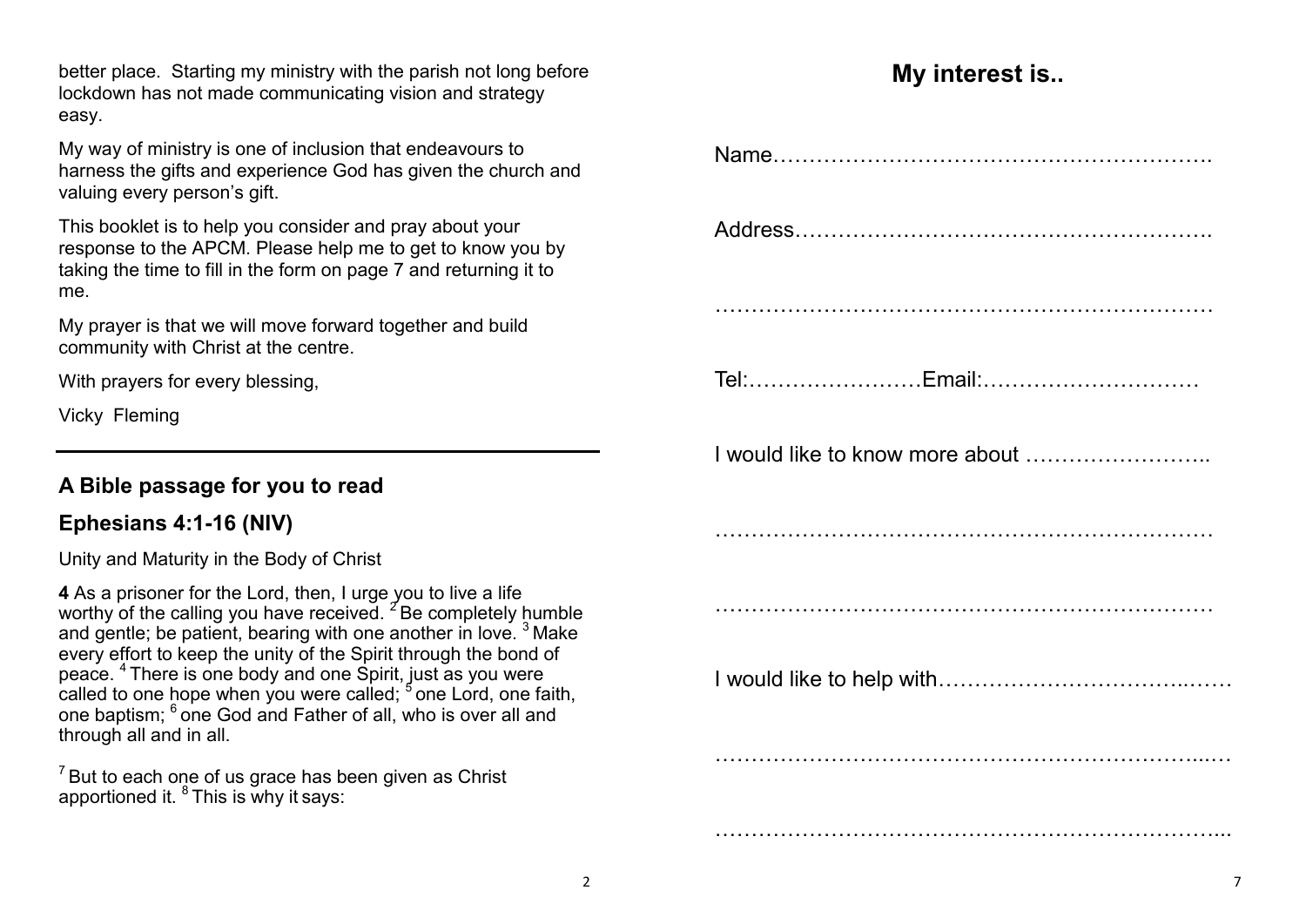better place. Starting my ministry with the parish not long before lockdown has not made communicating vision and strategy easy.

My way of ministry is one of inclusion that endeavours to harness the gifts and experience God has given the church and valuing every person's gift.

This booklet is to help you consider and pray about your response to the APCM. Please help me to get to know you by taking the time to fill in the form on page 7 and returning it to me.

My prayer is that we will move forward together and build community with Christ at the centre.

With prayers for every blessing,

Vicky Fleming

---

## A Bible passage for you to read

## Ephesians 4:1-16 (NIV)

Unity and Maturity in the Body of Christ

**4** As a prisoner for the Lord, then, I urge you to live a life worthy of the calling you have received. [2] Be completely humble and gentle; be patient, bearing with one another in love. [3] Make every effort to keep the unity of the Spirit through the bond of peace. [4] There is one body and one Spirit, just as you were called to one hope when you were called; [5] one Lord, one faith, one baptism; [6] one God and Father of all, who is over all and through all and in all.

[7] But to each one of us grace has been given as Christ apportioned it. [8] This is why it says:

# My interest is..

Name……………………………………………………….

Address…………………………………………………….

……………………………………………………………

Tel:……………………Email:…………………………

I would like to know more about ……………………..

……………………………………………………………

……………………………………………………………

I would like to help with……………………………..……

……………………………………………………………

……………………………………………………………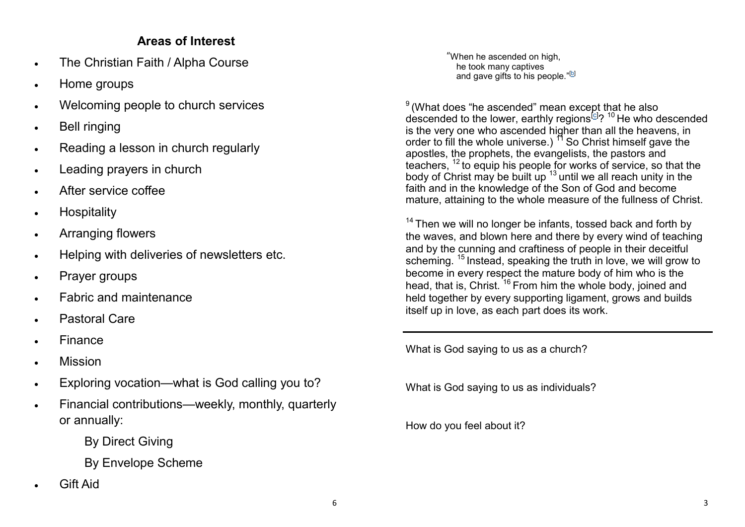## Areas of Interest

- The Christian Faith / Alpha Course
- Home groups
- Welcoming people to church services
- Bell ringing
- Reading a lesson in church regularly
- Leading prayers in church
- After service coffee
- Hospitality
- Arranging flowers
- Helping with deliveries of newsletters etc.
- Prayer groups
- Fabric and maintenance
- Pastoral Care
- Finance
- Mission
- Exploring vocation—what is God calling you to?
- Financial contributions—weekly, monthly, quarterly or annually:

    By Direct Giving

    By Envelope Scheme

- Gift Aid

"When he ascended on high,
he took many captives
and gave gifts to his people."[b]

[9] (What does "he ascended" mean except that he also descended to the lower, earthly regions[c]? [10] He who descended is the very one who ascended higher than all the heavens, in order to fill the whole universe.) [11] So Christ himself gave the apostles, the prophets, the evangelists, the pastors and teachers, [12] to equip his people for works of service, so that the body of Christ may be built up [13] until we all reach unity in the faith and in the knowledge of the Son of God and become mature, attaining to the whole measure of the fullness of Christ.

[14] Then we will no longer be infants, tossed back and forth by the waves, and blown here and there by every wind of teaching and by the cunning and craftiness of people in their deceitful scheming. [15] Instead, speaking the truth in love, we will grow to become in every respect the mature body of him who is the head, that is, Christ. [16] From him the whole body, joined and held together by every supporting ligament, grows and builds itself up in love, as each part does its work.

---

What is God saying to us as a church?

What is God saying to us as individuals?

How do you feel about it?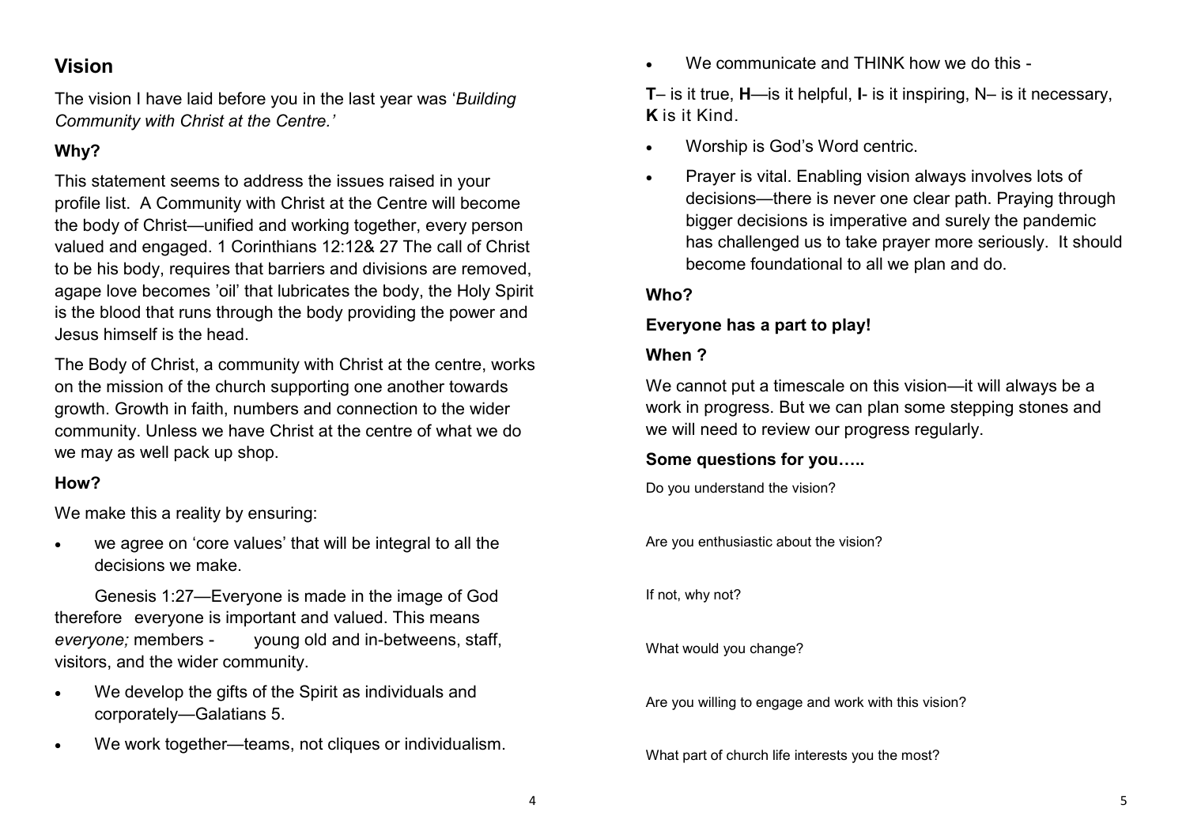## Vision

The vision I have laid before you in the last year was '*Building Community with Christ at the Centre.'*

### Why?

This statement seems to address the issues raised in your profile list. A Community with Christ at the Centre will become the body of Christ—unified and working together, every person valued and engaged. 1 Corinthians 12:12& 27 The call of Christ to be his body, requires that barriers and divisions are removed, agape love becomes 'oil' that lubricates the body, the Holy Spirit is the blood that runs through the body providing the power and Jesus himself is the head.

The Body of Christ, a community with Christ at the centre, works on the mission of the church supporting one another towards growth. Growth in faith, numbers and connection to the wider community. Unless we have Christ at the centre of what we do we may as well pack up shop.

### How?

We make this a reality by ensuring:

- we agree on 'core values' that will be integral to all the decisions we make.

Genesis 1:27—Everyone is made in the image of God therefore everyone is important and valued. This means *everyone;* members - young old and in-betweens, staff, visitors, and the wider community.

- We develop the gifts of the Spirit as individuals and corporately—Galatians 5.
- We work together—teams, not cliques or individualism.
- We communicate and THINK how we do this -

**T**– is it true, **H**—is it helpful, **I**- is it inspiring, N– is it necessary, **K** is it Kind.

- Worship is God's Word centric.
- Prayer is vital. Enabling vision always involves lots of decisions—there is never one clear path. Praying through bigger decisions is imperative and surely the pandemic has challenged us to take prayer more seriously. It should become foundational to all we plan and do.

### Who?

**Everyone has a part to play!**

### When ?

We cannot put a timescale on this vision—it will always be a work in progress. But we can plan some stepping stones and we will need to review our progress regularly.

### Some questions for you…..

Do you understand the vision?

Are you enthusiastic about the vision?

If not, why not?

What would you change?

Are you willing to engage and work with this vision?

What part of church life interests you the most?